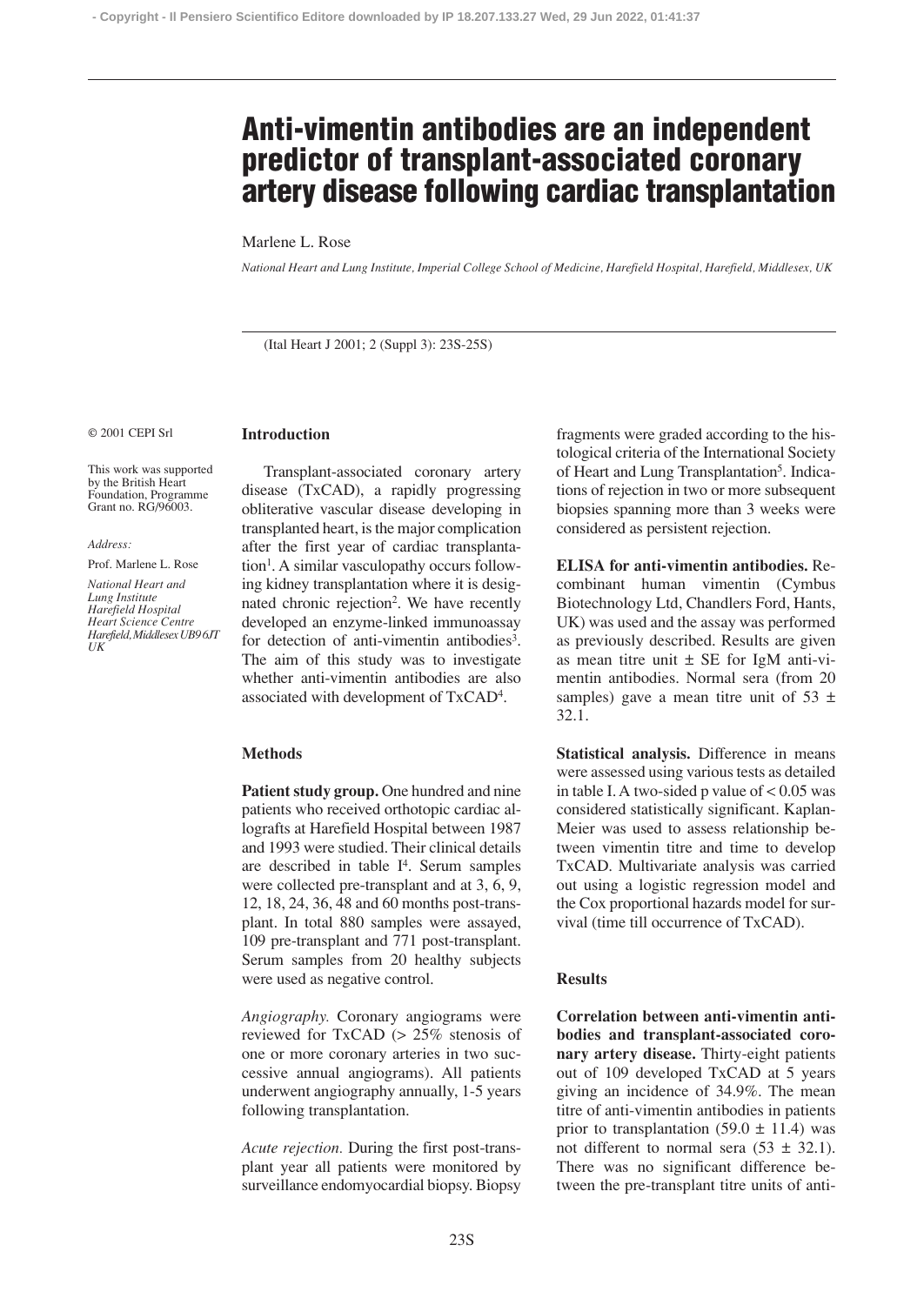# Anti-vimentin antibodies are an independent predictor of transplant-associated coronary artery disease following cardiac transplantation

Marlene L. Rose

*National Heart and Lung Institute, Imperial College School of Medicine, Harefield Hospital, Harefield, Middlesex, UK*

© 2001 CEPI Srl

This work was supported by the British Heart Foundation, Programme Grant no. RG/96003.

*Address:*

Prof. Marlene L. Rose

*National Heart and Lung Institute Harefield Hospital Heart Science Centre Harefield, Middlesex UB9 6JT UK*

## Introduction

Transplant-associated coronary artery disease (TxCAD), a rapidly progressing obliterative vascular disease developing in transplanted heart, is the major complication after the first year of cardiac transplantation[1]. A similar vasculopathy occurs following kidney transplantation where it is designated chronic rejection[2]. We have recently developed an enzyme-linked immunoassay for detection of anti-vimentin antibodies[3]. The aim of this study was to investigate whether anti-vimentin antibodies are also associated with development of TxCAD[4].

## Methods

**Patient study group.** One hundred and nine patients who received orthotopic cardiac allografts at Harefield Hospital between 1987 and 1993 were studied. Their clinical details are described in table I[4]. Serum samples were collected pre-transplant and at 3, 6, 9, 12, 18, 24, 36, 48 and 60 months post-transplant. In total 880 samples were assayed, 109 pre-transplant and 771 post-transplant. Serum samples from 20 healthy subjects were used as negative control.

*Angiography.* Coronary angiograms were reviewed for TxCAD (> 25% stenosis of one or more coronary arteries in two successive annual angiograms). All patients underwent angiography annually, 1-5 years following transplantation.

*Acute rejection.* During the first post-transplant year all patients were monitored by surveillance endomyocardial biopsy. Biopsy fragments were graded according to the histological criteria of the International Society of Heart and Lung Transplantation[5]. Indications of rejection in two or more subsequent biopsies spanning more than 3 weeks were considered as persistent rejection.

**ELISA for anti-vimentin antibodies.** Recombinant human vimentin (Cymbus Biotechnology Ltd, Chandlers Ford, Hants, UK) was used and the assay was performed as previously described. Results are given as mean titre unit ± SE for IgM anti-vimentin antibodies. Normal sera (from 20 samples) gave a mean titre unit of 53 ± 32.1.

**Statistical analysis.** Difference in means were assessed using various tests as detailed in table I. A two-sided p value of < 0.05 was considered statistically significant. Kaplan-Meier was used to assess relationship between vimentin titre and time to develop TxCAD. Multivariate analysis was carried out using a logistic regression model and the Cox proportional hazards model for survival (time till occurrence of TxCAD).

## Results

**Correlation between anti-vimentin antibodies and transplant-associated coronary artery disease.** Thirty-eight patients out of 109 developed TxCAD at 5 years giving an incidence of 34.9%. The mean titre of anti-vimentin antibodies in patients prior to transplantation (59.0 ± 11.4) was not different to normal sera (53 ± 32.1). There was no significant difference between the pre-transplant titre units of anti-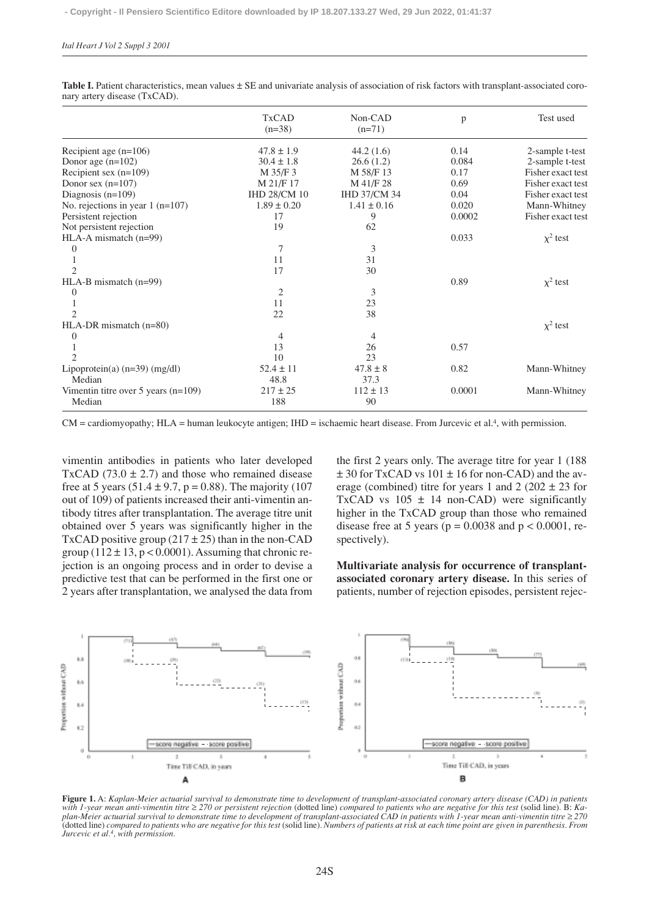**Table I.** Patient characteristics, mean values ± SE and univariate analysis of association of risk factors with transplant-associated coronary artery disease (TxCAD).

| | TxCAD (n=38) | Non-CAD (n=71) | p | Test used |
|---|---|---|---|---|
| Recipient age (n=106) | 47.8 ± 1.9 | 44.2 (1.6) | 0.14 | 2-sample t-test |
| Donor age (n=102) | 30.4 ± 1.8 | 26.6 (1.2) | 0.084 | 2-sample t-test |
| Recipient sex (n=109) | M 35/F 3 | M 58/F 13 | 0.17 | Fisher exact test |
| Donor sex (n=107) | M 21/F 17 | M 41/F 28 | 0.69 | Fisher exact test |
| Diagnosis (n=109) | IHD 28/CM 10 | IHD 37/CM 34 | 0.04 | Fisher exact test |
| No. rejections in year 1 (n=107) | 1.89 ± 0.20 | 1.41 ± 0.16 | 0.020 | Mann-Whitney |
| Persistent rejection | 17 | 9 | 0.0002 | Fisher exact test |
| Not persistent rejection | 19 | 62 | | |
| HLA-A mismatch (n=99) | | | 0.033 | $\chi^2$ test |
| 0 | 7 | 3 | | |
| 1 | 11 | 31 | | |
| 2 | 17 | 30 | | |
| HLA-B mismatch (n=99) | | | 0.89 | $\chi^2$ test |
| 0 | 2 | 3 | | |
| 1 | 11 | 23 | | |
| 2 | 22 | 38 | | |
| HLA-DR mismatch (n=80) | | | | $\chi^2$ test |
| 0 | 4 | 4 | | |
| 1 | 13 | 26 | 0.57 | |
| 2 | 10 | 23 | | |
| Lipoprotein(a) (n=39) (mg/dl) | 52.4 ± 11 | 47.8 ± 8 | 0.82 | Mann-Whitney |
| Median | 48.8 | 37.3 | | |
| Vimentin titre over 5 years (n=109) | 217 ± 25 | 112 ± 13 | 0.0001 | Mann-Whitney |
| Median | 188 | 90 | | |

CM = cardiomyopathy; HLA = human leukocyte antigen; IHD = ischaemic heart disease. From Jurcevic et al.[4], with permission.

vimentin antibodies in patients who later developed TxCAD (73.0 ± 2.7) and those who remained disease free at 5 years (51.4 ± 9.7, p = 0.88). The majority (107 out of 109) of patients increased their anti-vimentin antibody titres after transplantation. The average titre unit obtained over 5 years was significantly higher in the TxCAD positive group (217 ± 25) than in the non-CAD group (112 ± 13, p < 0.0001). Assuming that chronic rejection is an ongoing process and in order to devise a predictive test that can be performed in the first one or 2 years after transplantation, we analysed the data from the first 2 years only. The average titre for year 1 (188 ± 30 for TxCAD vs 101 ± 16 for non-CAD) and the average (combined) titre for years 1 and 2 (202 ± 23 for TxCAD vs 105 ± 14 non-CAD) were significantly higher in the TxCAD group than those who remained disease free at 5 years (p = 0.0038 and p < 0.0001, respectively).

**Multivariate analysis for occurrence of transplant-associated coronary artery disease.** In this series of patients, number of rejection episodes, persistent rejec-

**Figure 1.** A: *Kaplan-Meier actuarial survival to demonstrate time to development of transplant-associated coronary artery disease (CAD) in patients with 1-year mean anti-vimentin titre ≥ 270 or persistent rejection* (dotted line) *compared to patients who are negative for this test* (solid line). B: *Kaplan-Meier actuarial survival to demonstrate time to development of transplant-associated CAD in patients with 1-year mean anti-vimentin titre ≥ 270* (dotted line) *compared to patients who are negative for this test* (solid line). *Numbers of patients at risk at each time point are given in parenthesis. From Jurcevic et al.[4], with permission.*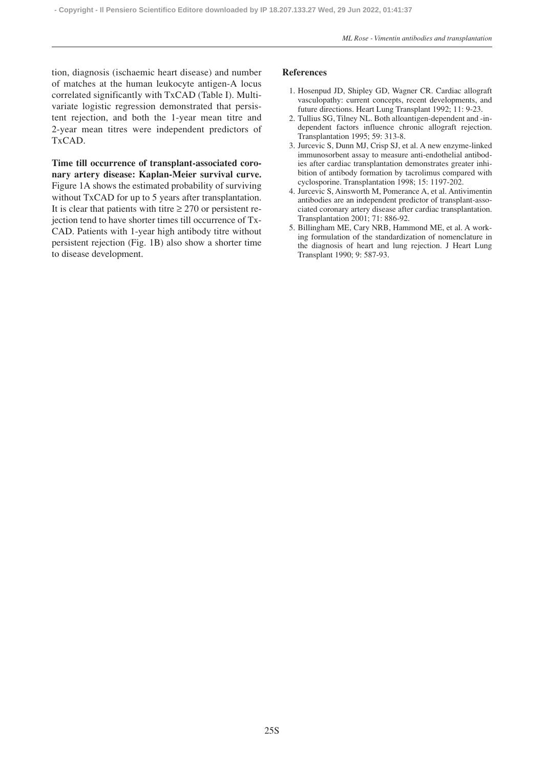tion, diagnosis (ischaemic heart disease) and number of matches at the human leukocyte antigen-A locus correlated significantly with TxCAD (Table I). Multivariate logistic regression demonstrated that persistent rejection, and both the 1-year mean titre and 2-year mean titres were independent predictors of TxCAD.

**Time till occurrence of transplant-associated coronary artery disease: Kaplan-Meier survival curve.** Figure 1A shows the estimated probability of surviving without TxCAD for up to 5 years after transplantation. It is clear that patients with titre $\geq 270$ or persistent rejection tend to have shorter times till occurrence of TxCAD. Patients with 1-year high antibody titre without persistent rejection (Fig. 1B) also show a shorter time to disease development.

## References

1. Hosenpud JD, Shipley GD, Wagner CR. Cardiac allograft vasculopathy: current concepts, recent developments, and future directions. Heart Lung Transplant 1992; 11: 9-23.
2. Tullius SG, Tilney NL. Both alloantigen-dependent and -independent factors influence chronic allograft rejection. Transplantation 1995; 59: 313-8.
3. Jurcevic S, Dunn MJ, Crisp SJ, et al. A new enzyme-linked immunosorbent assay to measure anti-endothelial antibodies after cardiac transplantation demonstrates greater inhibition of antibody formation by tacrolimus compared with cyclosporine. Transplantation 1998; 15: 1197-202.
4. Jurcevic S, Ainsworth M, Pomerance A, et al. Antivimentin antibodies are an independent predictor of transplant-associated coronary artery disease after cardiac transplantation. Transplantation 2001; 71: 886-92.
5. Billingham ME, Cary NRB, Hammond ME, et al. A working formulation of the standardization of nomenclature in the diagnosis of heart and lung rejection. J Heart Lung Transplant 1990; 9: 587-93.